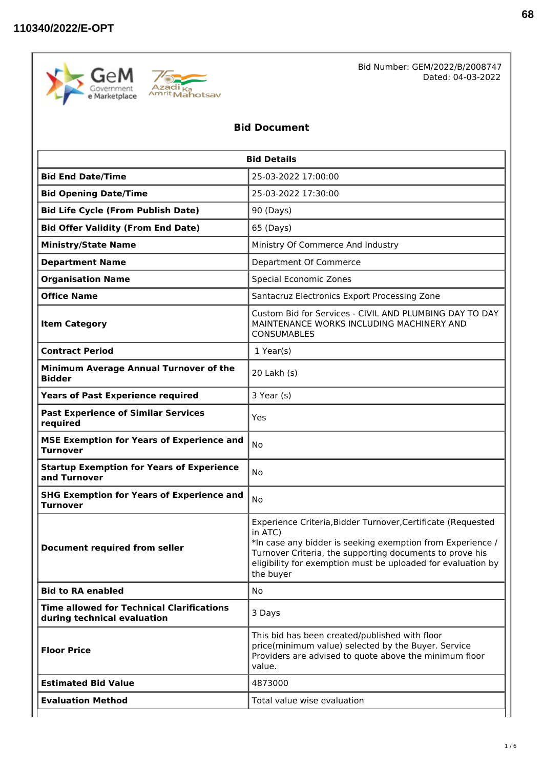110340/2022/E-OPT

Bid Number: GEM/2022/B/2008747
Dated: 04-03-2022

# Bid Document

| Bid Details | |
|---|---|
| **Bid End Date/Time** | 25-03-2022 17:00:00 |
| **Bid Opening Date/Time** | 25-03-2022 17:30:00 |
| **Bid Life Cycle (From Publish Date)** | 90 (Days) |
| **Bid Offer Validity (From End Date)** | 65 (Days) |
| **Ministry/State Name** | Ministry Of Commerce And Industry |
| **Department Name** | Department Of Commerce |
| **Organisation Name** | Special Economic Zones |
| **Office Name** | Santacruz Electronics Export Processing Zone |
| **Item Category** | Custom Bid for Services - CIVIL AND PLUMBING DAY TO DAY MAINTENANCE WORKS INCLUDING MACHINERY AND CONSUMABLES |
| **Contract Period** | 1 Year(s) |
| **Minimum Average Annual Turnover of the Bidder** | 20 Lakh (s) |
| **Years of Past Experience required** | 3 Year (s) |
| **Past Experience of Similar Services required** | Yes |
| **MSE Exemption for Years of Experience and Turnover** | No |
| **Startup Exemption for Years of Experience and Turnover** | No |
| **SHG Exemption for Years of Experience and Turnover** | No |
| **Document required from seller** | Experience Criteria,Bidder Turnover,Certificate (Requested in ATC)<br>*In case any bidder is seeking exemption from Experience / Turnover Criteria, the supporting documents to prove his eligibility for exemption must be uploaded for evaluation by the buyer |
| **Bid to RA enabled** | No |
| **Time allowed for Technical Clarifications during technical evaluation** | 3 Days |
| **Floor Price** | This bid has been created/published with floor price(minimum value) selected by the Buyer. Service Providers are advised to quote above the minimum floor value. |
| **Estimated Bid Value** | 4873000 |
| **Evaluation Method** | Total value wise evaluation |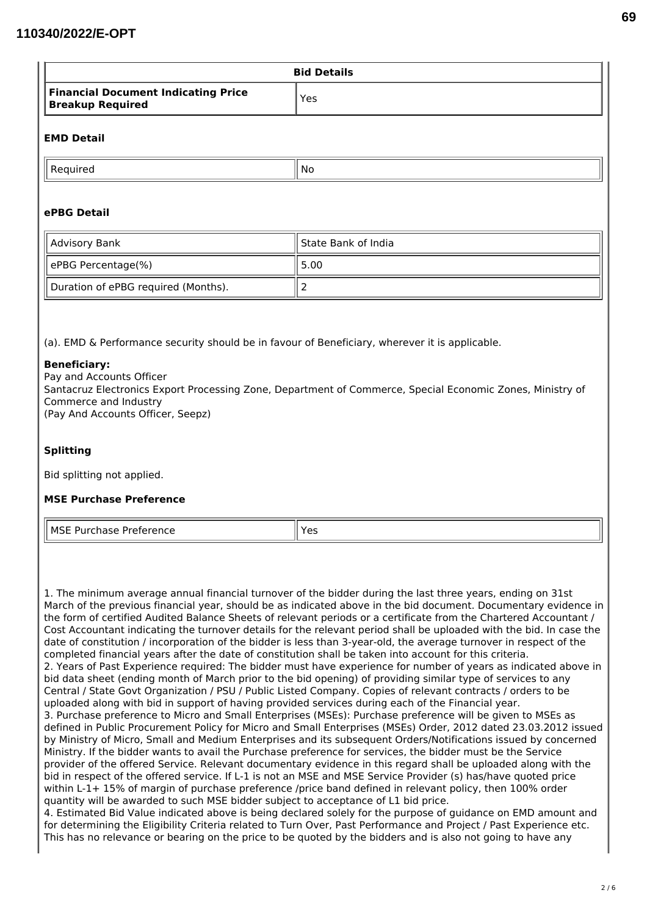| Bid Details | |
|---|---|
| **Financial Document Indicating Price Breakup Required** | Yes |

**EMD Detail**

| Required | No |
|---|---|

**ePBG Detail**

| Advisory Bank | State Bank of India |
|---|---|
| ePBG Percentage(%) | 5.00 |
| Duration of ePBG required (Months). | 2 |

(a). EMD & Performance security should be in favour of Beneficiary, wherever it is applicable.

**Beneficiary:**
Pay and Accounts Officer
Santacruz Electronics Export Processing Zone, Department of Commerce, Special Economic Zones, Ministry of Commerce and Industry
(Pay And Accounts Officer, Seepz)

**Splitting**

Bid splitting not applied.

**MSE Purchase Preference**

| MSE Purchase Preference | Yes |
|---|---|

1. The minimum average annual financial turnover of the bidder during the last three years, ending on 31st March of the previous financial year, should be as indicated above in the bid document. Documentary evidence in the form of certified Audited Balance Sheets of relevant periods or a certificate from the Chartered Accountant / Cost Accountant indicating the turnover details for the relevant period shall be uploaded with the bid. In case the date of constitution / incorporation of the bidder is less than 3-year-old, the average turnover in respect of the completed financial years after the date of constitution shall be taken into account for this criteria.
2. Years of Past Experience required: The bidder must have experience for number of years as indicated above in bid data sheet (ending month of March prior to the bid opening) of providing similar type of services to any Central / State Govt Organization / PSU / Public Listed Company. Copies of relevant contracts / orders to be uploaded along with bid in support of having provided services during each of the Financial year.
3. Purchase preference to Micro and Small Enterprises (MSEs): Purchase preference will be given to MSEs as defined in Public Procurement Policy for Micro and Small Enterprises (MSEs) Order, 2012 dated 23.03.2012 issued by Ministry of Micro, Small and Medium Enterprises and its subsequent Orders/Notifications issued by concerned Ministry. If the bidder wants to avail the Purchase preference for services, the bidder must be the Service provider of the offered Service. Relevant documentary evidence in this regard shall be uploaded along with the bid in respect of the offered service. If L-1 is not an MSE and MSE Service Provider (s) has/have quoted price within L-1+ 15% of margin of purchase preference /price band defined in relevant policy, then 100% order quantity will be awarded to such MSE bidder subject to acceptance of L1 bid price.
4. Estimated Bid Value indicated above is being declared solely for the purpose of guidance on EMD amount and for determining the Eligibility Criteria related to Turn Over, Past Performance and Project / Past Experience etc. This has no relevance or bearing on the price to be quoted by the bidders and is also not going to have any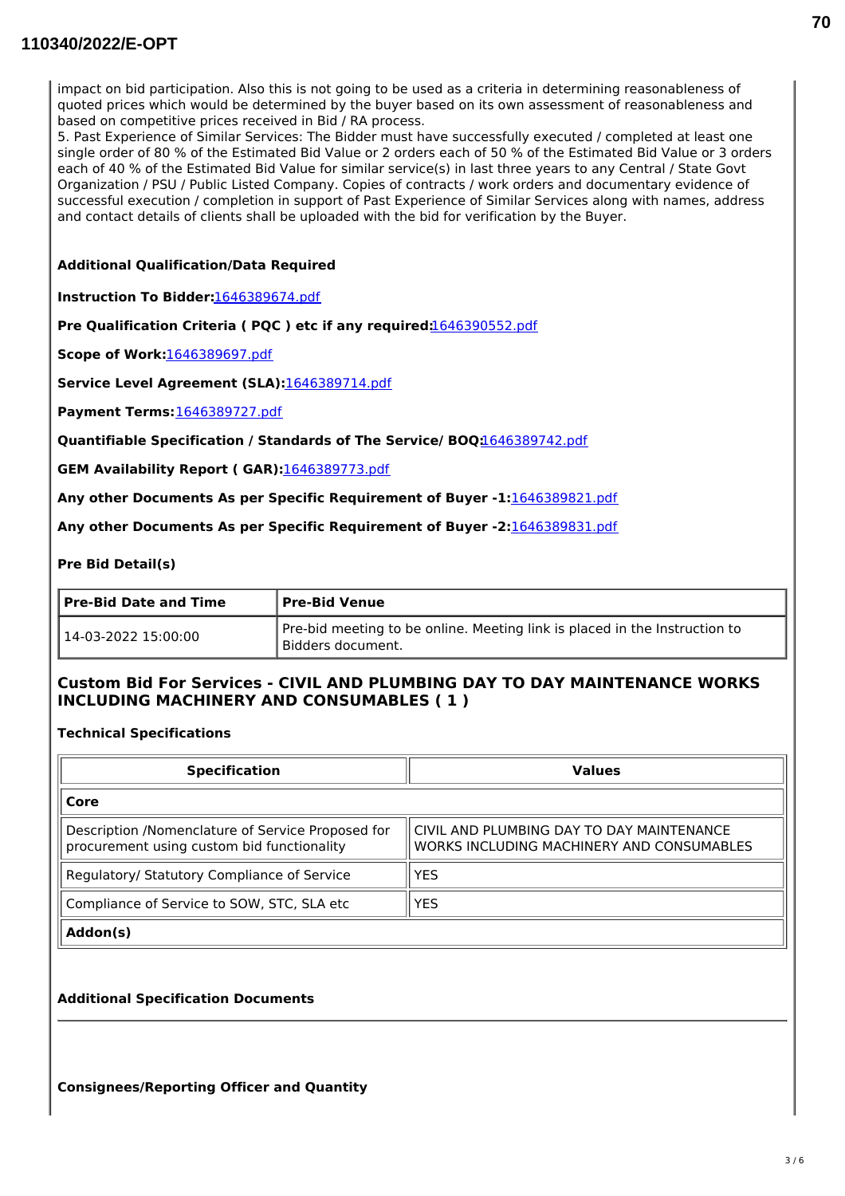impact on bid participation. Also this is not going to be used as a criteria in determining reasonableness of quoted prices which would be determined by the buyer based on its own assessment of reasonableness and based on competitive prices received in Bid / RA process.
5. Past Experience of Similar Services: The Bidder must have successfully executed / completed at least one single order of 80 % of the Estimated Bid Value or 2 orders each of 50 % of the Estimated Bid Value or 3 orders each of 40 % of the Estimated Bid Value for similar service(s) in last three years to any Central / State Govt Organization / PSU / Public Listed Company. Copies of contracts / work orders and documentary evidence of successful execution / completion in support of Past Experience of Similar Services along with names, address and contact details of clients shall be uploaded with the bid for verification by the Buyer.

**Additional Qualification/Data Required**

**Instruction To Bidder:**1646389674.pdf

**Pre Qualification Criteria ( PQC ) etc if any required:**1646390552.pdf

**Scope of Work:**1646389697.pdf

**Service Level Agreement (SLA):**1646389714.pdf

**Payment Terms:**1646389727.pdf

**Quantifiable Specification / Standards of The Service/ BOQ:**1646389742.pdf

**GEM Availability Report ( GAR):**1646389773.pdf

**Any other Documents As per Specific Requirement of Buyer -1:**1646389821.pdf

**Any other Documents As per Specific Requirement of Buyer -2:**1646389831.pdf

**Pre Bid Detail(s)**

| Pre-Bid Date and Time | Pre-Bid Venue |
| --- | --- |
| 14-03-2022 15:00:00 | Pre-bid meeting to be online. Meeting link is placed in the Instruction to Bidders document. |

### Custom Bid For Services - CIVIL AND PLUMBING DAY TO DAY MAINTENANCE WORKS INCLUDING MACHINERY AND CONSUMABLES ( 1 )

**Technical Specifications**

| Specification | Values |
| --- | --- |
| **Core** | |
| Description /Nomenclature of Service Proposed for procurement using custom bid functionality | CIVIL AND PLUMBING DAY TO DAY MAINTENANCE WORKS INCLUDING MACHINERY AND CONSUMABLES |
| Regulatory/ Statutory Compliance of Service | YES |
| Compliance of Service to SOW, STC, SLA etc | YES |
| **Addon(s)** | |

**Additional Specification Documents**

---

**Consignees/Reporting Officer and Quantity**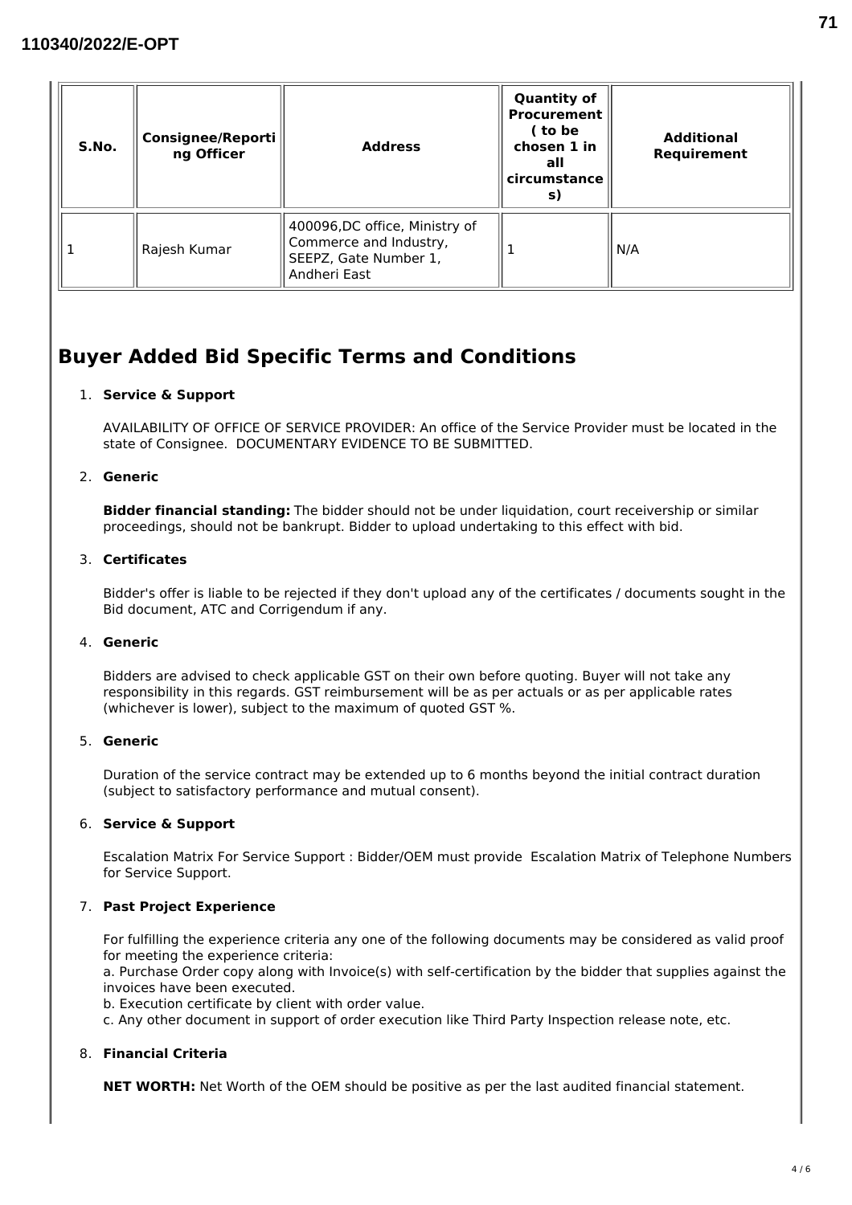| S.No. | Consignee/Reporting Officer | Address | Quantity of Procurement ( to be chosen 1 in all circumstances) | Additional Requirement |
|---|---|---|---|---|
| 1 | Rajesh Kumar | 400096,DC office, Ministry of Commerce and Industry, SEEPZ, Gate Number 1, Andheri East | 1 | N/A |

## Buyer Added Bid Specific Terms and Conditions

1. **Service & Support**

   AVAILABILITY OF OFFICE OF SERVICE PROVIDER: An office of the Service Provider must be located in the state of Consignee. DOCUMENTARY EVIDENCE TO BE SUBMITTED.

2. **Generic**

   **Bidder financial standing:** The bidder should not be under liquidation, court receivership or similar proceedings, should not be bankrupt. Bidder to upload undertaking to this effect with bid.

3. **Certificates**

   Bidder's offer is liable to be rejected if they don't upload any of the certificates / documents sought in the Bid document, ATC and Corrigendum if any.

4. **Generic**

   Bidders are advised to check applicable GST on their own before quoting. Buyer will not take any responsibility in this regards. GST reimbursement will be as per actuals or as per applicable rates (whichever is lower), subject to the maximum of quoted GST %.

5. **Generic**

   Duration of the service contract may be extended up to 6 months beyond the initial contract duration (subject to satisfactory performance and mutual consent).

6. **Service & Support**

   Escalation Matrix For Service Support : Bidder/OEM must provide Escalation Matrix of Telephone Numbers for Service Support.

7. **Past Project Experience**

   For fulfilling the experience criteria any one of the following documents may be considered as valid proof for meeting the experience criteria:
   a. Purchase Order copy along with Invoice(s) with self-certification by the bidder that supplies against the invoices have been executed.
   b. Execution certificate by client with order value.
   c. Any other document in support of order execution like Third Party Inspection release note, etc.

8. **Financial Criteria**

   **NET WORTH:** Net Worth of the OEM should be positive as per the last audited financial statement.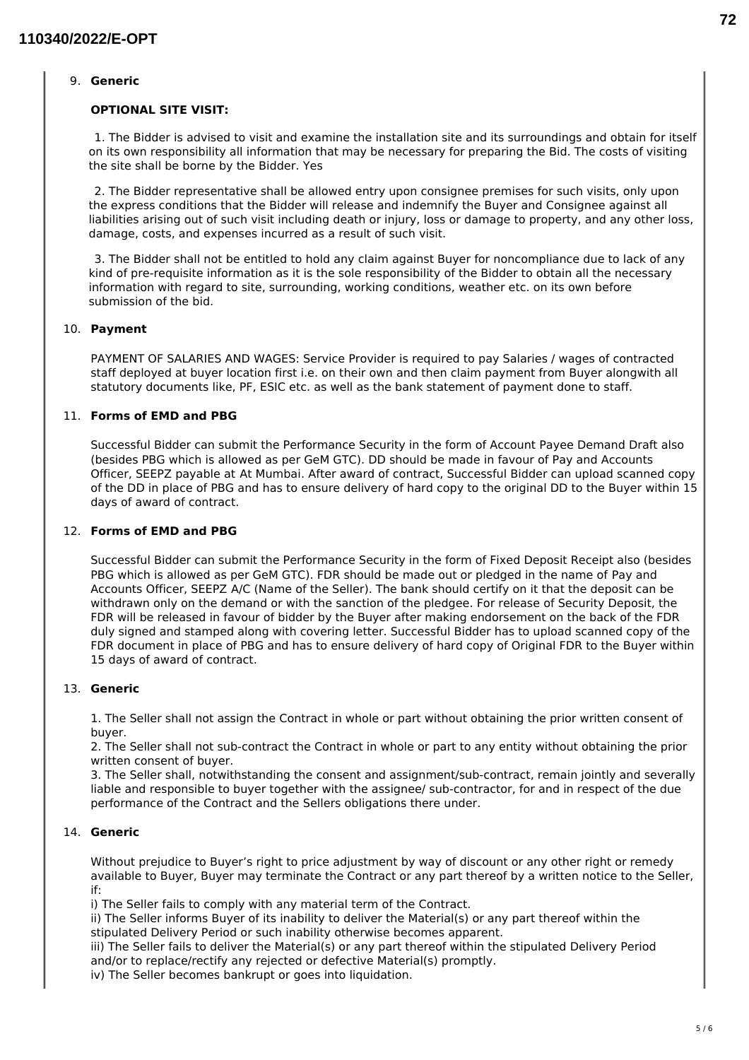9. **Generic**

   **OPTIONAL SITE VISIT:**

   1. The Bidder is advised to visit and examine the installation site and its surroundings and obtain for itself on its own responsibility all information that may be necessary for preparing the Bid. The costs of visiting the site shall be borne by the Bidder. Yes

   2. The Bidder representative shall be allowed entry upon consignee premises for such visits, only upon the express conditions that the Bidder will release and indemnify the Buyer and Consignee against all liabilities arising out of such visit including death or injury, loss or damage to property, and any other loss, damage, costs, and expenses incurred as a result of such visit.

   3. The Bidder shall not be entitled to hold any claim against Buyer for noncompliance due to lack of any kind of pre-requisite information as it is the sole responsibility of the Bidder to obtain all the necessary information with regard to site, surrounding, working conditions, weather etc. on its own before submission of the bid.

10. **Payment**

    PAYMENT OF SALARIES AND WAGES: Service Provider is required to pay Salaries / wages of contracted staff deployed at buyer location first i.e. on their own and then claim payment from Buyer alongwith all statutory documents like, PF, ESIC etc. as well as the bank statement of payment done to staff.

11. **Forms of EMD and PBG**

    Successful Bidder can submit the Performance Security in the form of Account Payee Demand Draft also (besides PBG which is allowed as per GeM GTC). DD should be made in favour of Pay and Accounts Officer, SEEPZ payable at At Mumbai. After award of contract, Successful Bidder can upload scanned copy of the DD in place of PBG and has to ensure delivery of hard copy to the original DD to the Buyer within 15 days of award of contract.

12. **Forms of EMD and PBG**

    Successful Bidder can submit the Performance Security in the form of Fixed Deposit Receipt also (besides PBG which is allowed as per GeM GTC). FDR should be made out or pledged in the name of Pay and Accounts Officer, SEEPZ A/C (Name of the Seller). The bank should certify on it that the deposit can be withdrawn only on the demand or with the sanction of the pledgee. For release of Security Deposit, the FDR will be released in favour of bidder by the Buyer after making endorsement on the back of the FDR duly signed and stamped along with covering letter. Successful Bidder has to upload scanned copy of the FDR document in place of PBG and has to ensure delivery of hard copy of Original FDR to the Buyer within 15 days of award of contract.

13. **Generic**

    1. The Seller shall not assign the Contract in whole or part without obtaining the prior written consent of buyer.
    2. The Seller shall not sub-contract the Contract in whole or part to any entity without obtaining the prior written consent of buyer.
    3. The Seller shall, notwithstanding the consent and assignment/sub-contract, remain jointly and severally liable and responsible to buyer together with the assignee/ sub-contractor, for and in respect of the due performance of the Contract and the Sellers obligations there under.

14. **Generic**

    Without prejudice to Buyer's right to price adjustment by way of discount or any other right or remedy available to Buyer, Buyer may terminate the Contract or any part thereof by a written notice to the Seller, if:
    i) The Seller fails to comply with any material term of the Contract.
    ii) The Seller informs Buyer of its inability to deliver the Material(s) or any part thereof within the stipulated Delivery Period or such inability otherwise becomes apparent.
    iii) The Seller fails to deliver the Material(s) or any part thereof within the stipulated Delivery Period and/or to replace/rectify any rejected or defective Material(s) promptly.
    iv) The Seller becomes bankrupt or goes into liquidation.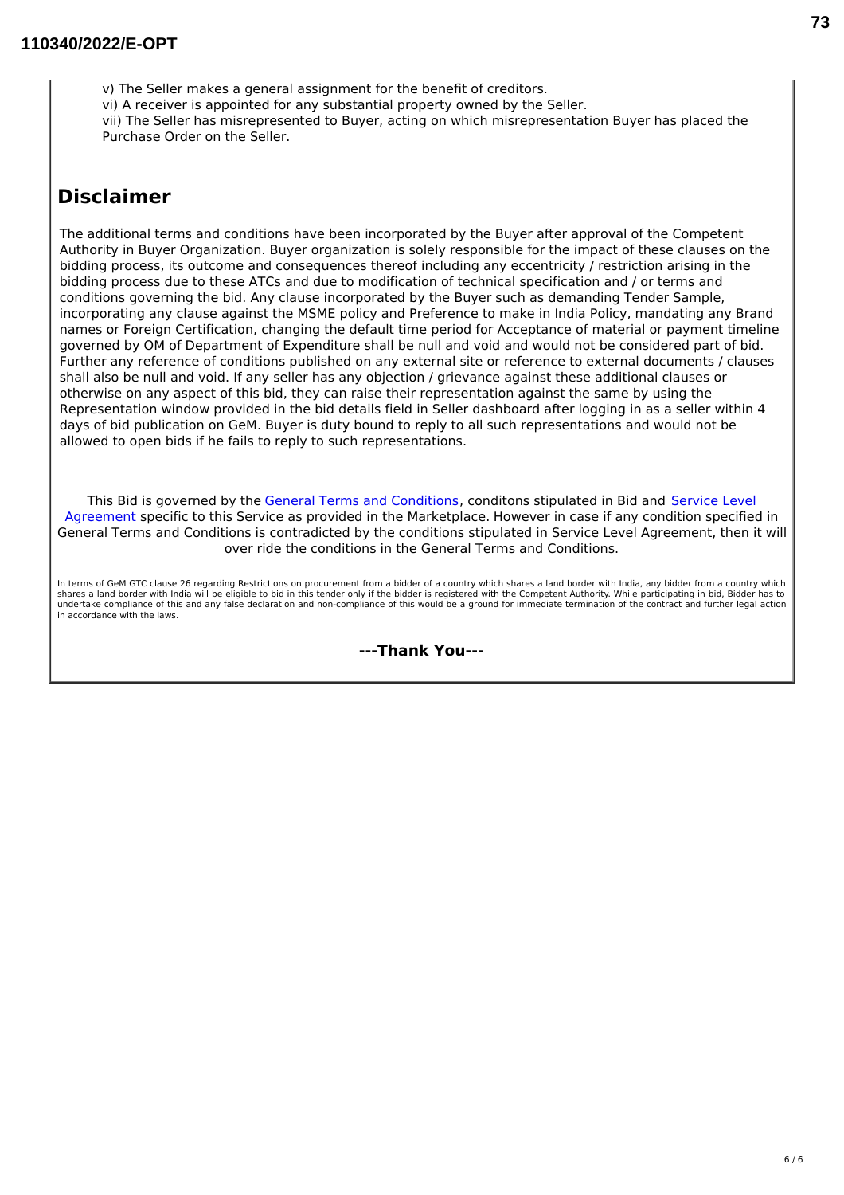v) The Seller makes a general assignment for the benefit of creditors.
vi) A receiver is appointed for any substantial property owned by the Seller.
vii) The Seller has misrepresented to Buyer, acting on which misrepresentation Buyer has placed the Purchase Order on the Seller.

## Disclaimer

The additional terms and conditions have been incorporated by the Buyer after approval of the Competent Authority in Buyer Organization. Buyer organization is solely responsible for the impact of these clauses on the bidding process, its outcome and consequences thereof including any eccentricity / restriction arising in the bidding process due to these ATCs and due to modification of technical specification and / or terms and conditions governing the bid. Any clause incorporated by the Buyer such as demanding Tender Sample, incorporating any clause against the MSME policy and Preference to make in India Policy, mandating any Brand names or Foreign Certification, changing the default time period for Acceptance of material or payment timeline governed by OM of Department of Expenditure shall be null and void and would not be considered part of bid. Further any reference of conditions published on any external site or reference to external documents / clauses shall also be null and void. If any seller has any objection / grievance against these additional clauses or otherwise on any aspect of this bid, they can raise their representation against the same by using the Representation window provided in the bid details field in Seller dashboard after logging in as a seller within 4 days of bid publication on GeM. Buyer is duty bound to reply to all such representations and would not be allowed to open bids if he fails to reply to such representations.

This Bid is governed by the General Terms and Conditions, conditons stipulated in Bid and Service Level Agreement specific to this Service as provided in the Marketplace. However in case if any condition specified in General Terms and Conditions is contradicted by the conditions stipulated in Service Level Agreement, then it will over ride the conditions in the General Terms and Conditions.

In terms of GeM GTC clause 26 regarding Restrictions on procurement from a bidder of a country which shares a land border with India, any bidder from a country which shares a land border with India will be eligible to bid in this tender only if the bidder is registered with the Competent Authority. While participating in bid, Bidder has to undertake compliance of this and any false declaration and non-compliance of this would be a ground for immediate termination of the contract and further legal action in accordance with the laws.

**---Thank You---**